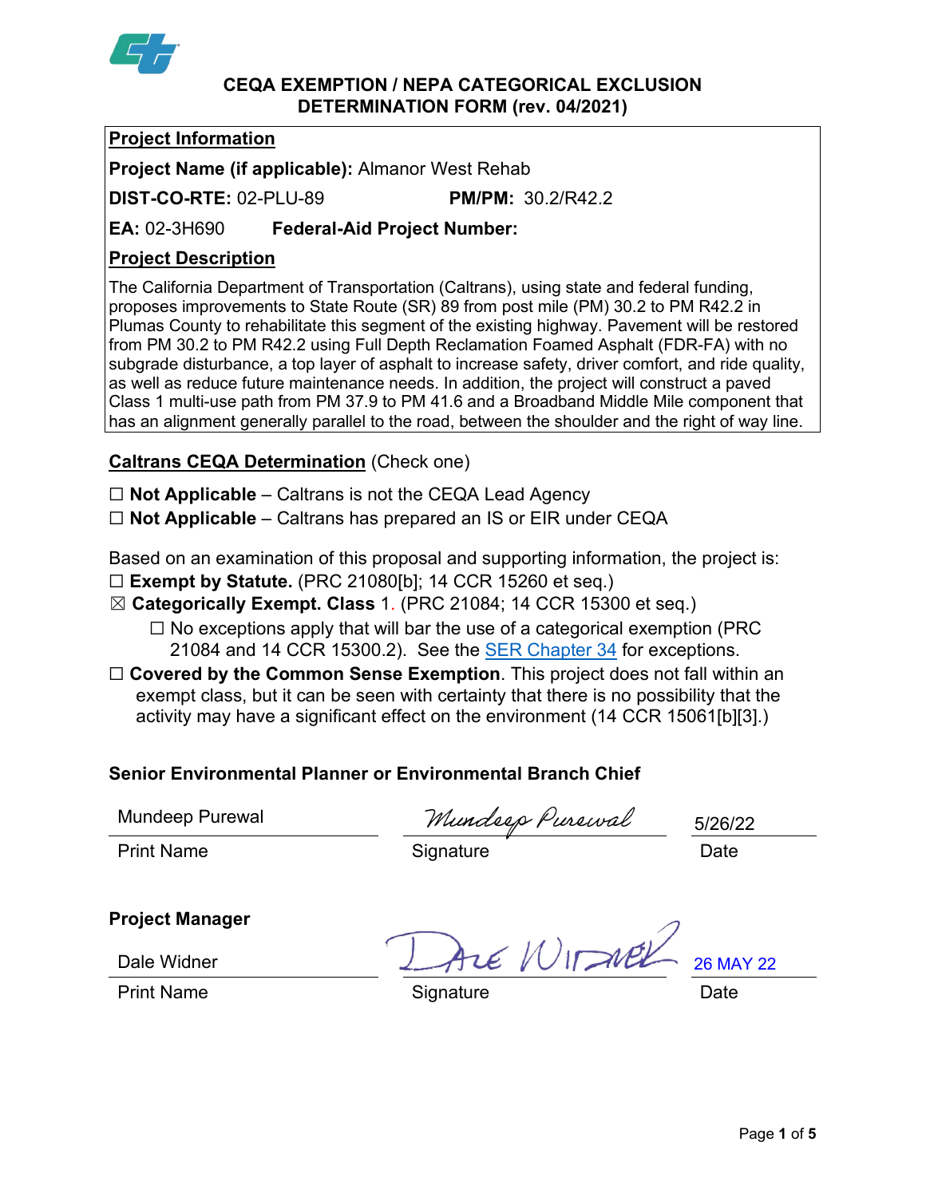# CEQA EXEMPTION / NEPA CATEGORICAL EXCLUSION DETERMINATION FORM (rev. 04/2021)

## Project Information

**Project Name (if applicable):** Almanor West Rehab

**DIST-CO-RTE:** 02-PLU-89 **PM/PM:** 30.2/R42.2

**EA:** 02-3H690 **Federal-Aid Project Number:**

## Project Description

The California Department of Transportation (Caltrans), using state and federal funding, proposes improvements to State Route (SR) 89 from post mile (PM) 30.2 to PM R42.2 in Plumas County to rehabilitate this segment of the existing highway. Pavement will be restored from PM 30.2 to PM R42.2 using Full Depth Reclamation Foamed Asphalt (FDR-FA) with no subgrade disturbance, a top layer of asphalt to increase safety, driver comfort, and ride quality, as well as reduce future maintenance needs. In addition, the project will construct a paved Class 1 multi-use path from PM 37.9 to PM 41.6 and a Broadband Middle Mile component that has an alignment generally parallel to the road, between the shoulder and the right of way line.

## Caltrans CEQA Determination (Check one)

☐ **Not Applicable** – Caltrans is not the CEQA Lead Agency

☐ **Not Applicable** – Caltrans has prepared an IS or EIR under CEQA

Based on an examination of this proposal and supporting information, the project is:

☐ **Exempt by Statute.** (PRC 21080[b]; 14 CCR 15260 et seq.)

☒ **Categorically Exempt. Class** 1. (PRC 21084; 14 CCR 15300 et seq.)

   ☐ No exceptions apply that will bar the use of a categorical exemption (PRC 21084 and 14 CCR 15300.2). See the SER Chapter 34 for exceptions.

☐ **Covered by the Common Sense Exemption**. This project does not fall within an exempt class, but it can be seen with certainty that there is no possibility that the activity may have a significant effect on the environment (14 CCR 15061[b][3].)

### Senior Environmental Planner or Environmental Branch Chief

| Mundeep Purewal | Mundeep Purewal | 5/26/22 |
|---|---|---|
| Print Name | Signature | Date |

### Project Manager

| Dale Widner | Dale Widner | 26 MAY 22 |
|---|---|---|
| Print Name | Signature | Date |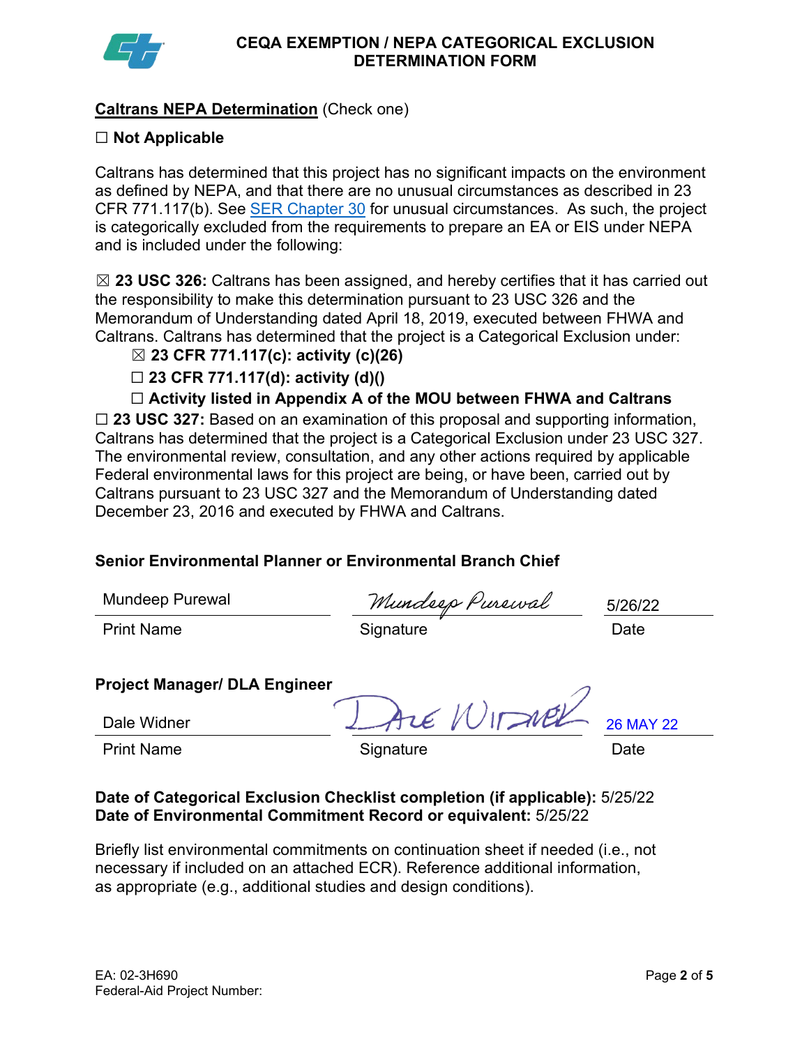# CEQA EXEMPTION / NEPA CATEGORICAL EXCLUSION DETERMINATION FORM

**Caltrans NEPA Determination** (Check one)

☐ **Not Applicable**

Caltrans has determined that this project has no significant impacts on the environment as defined by NEPA, and that there are no unusual circumstances as described in 23 CFR 771.117(b). See SER Chapter 30 for unusual circumstances. As such, the project is categorically excluded from the requirements to prepare an EA or EIS under NEPA and is included under the following:

☒ **23 USC 326:** Caltrans has been assigned, and hereby certifies that it has carried out the responsibility to make this determination pursuant to 23 USC 326 and the Memorandum of Understanding dated April 18, 2019, executed between FHWA and Caltrans. Caltrans has determined that the project is a Categorical Exclusion under:

- ☒ **23 CFR 771.117(c): activity (c)(26)**
- ☐ **23 CFR 771.117(d): activity (d)()**
- ☐ **Activity listed in Appendix A of the MOU between FHWA and Caltrans**

☐ **23 USC 327:** Based on an examination of this proposal and supporting information, Caltrans has determined that the project is a Categorical Exclusion under 23 USC 327. The environmental review, consultation, and any other actions required by applicable Federal environmental laws for this project are being, or have been, carried out by Caltrans pursuant to 23 USC 327 and the Memorandum of Understanding dated December 23, 2016 and executed by FHWA and Caltrans.

**Senior Environmental Planner or Environmental Branch Chief**

| Mundeep Purewal | Mundeep Purewal | 5/26/22 |
|---|---|---|
| Print Name | Signature | Date |

**Project Manager/ DLA Engineer**

| Dale Widner | Dale Widner | 26 MAY 22 |
|---|---|---|
| Print Name | Signature | Date |

**Date of Categorical Exclusion Checklist completion (if applicable):** 5/25/22
**Date of Environmental Commitment Record or equivalent:** 5/25/22

Briefly list environmental commitments on continuation sheet if needed (i.e., not necessary if included on an attached ECR). Reference additional information, as appropriate (e.g., additional studies and design conditions).

EA: 02-3H690
Federal-Aid Project Number: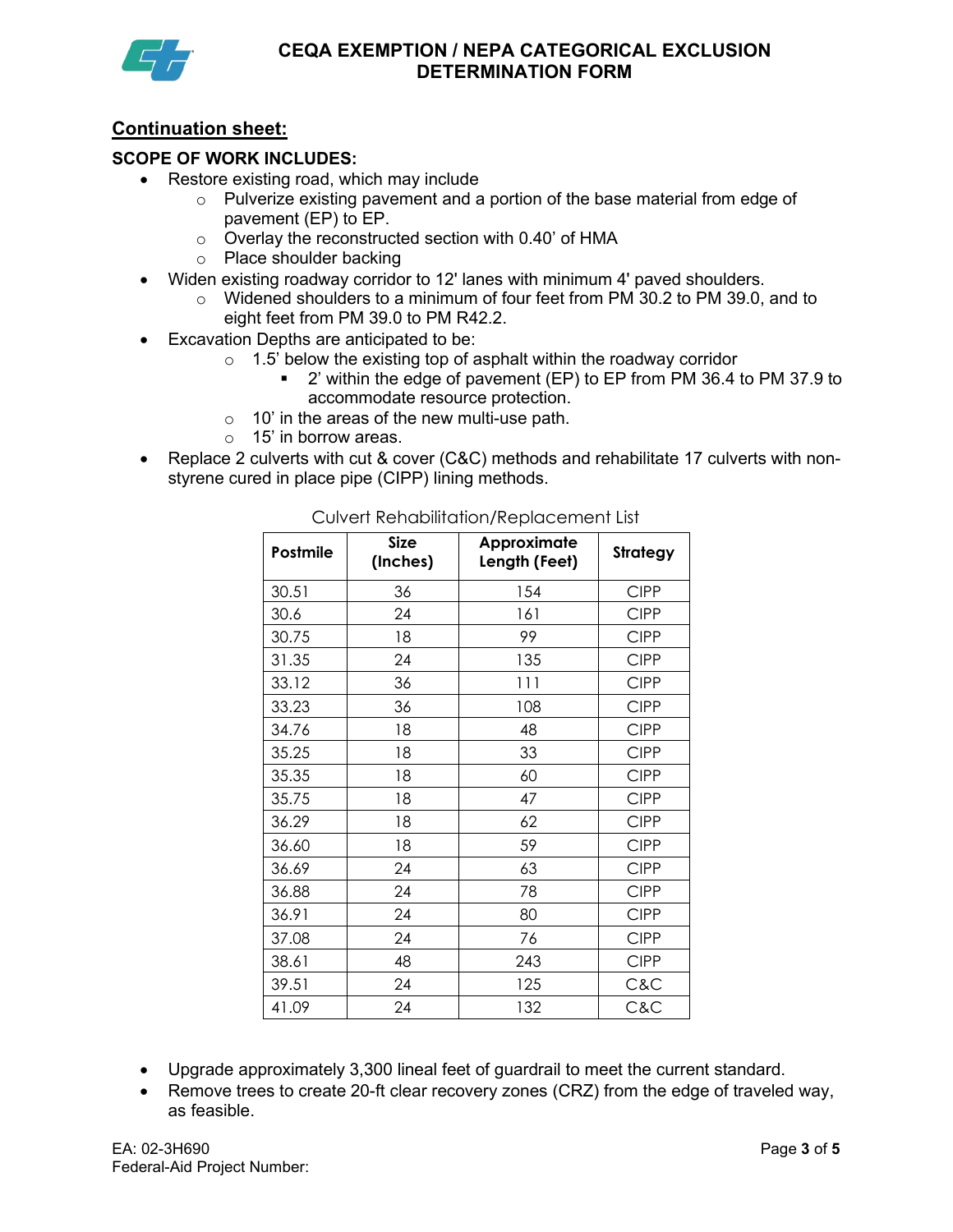## Continuation sheet:

**SCOPE OF WORK INCLUDES:**

- Restore existing road, which may include
  - Pulverize existing pavement and a portion of the base material from edge of pavement (EP) to EP.
  - Overlay the reconstructed section with 0.40' of HMA
  - Place shoulder backing
- Widen existing roadway corridor to 12' lanes with minimum 4' paved shoulders.
  - Widened shoulders to a minimum of four feet from PM 30.2 to PM 39.0, and to eight feet from PM 39.0 to PM R42.2.
- Excavation Depths are anticipated to be:
  - 1.5' below the existing top of asphalt within the roadway corridor
    - 2' within the edge of pavement (EP) to EP from PM 36.4 to PM 37.9 to accommodate resource protection.
  - 10' in the areas of the new multi-use path.
  - 15' in borrow areas.
- Replace 2 culverts with cut & cover (C&C) methods and rehabilitate 17 culverts with non-styrene cured in place pipe (CIPP) lining methods.

Culvert Rehabilitation/Replacement List

| Postmile | Size (Inches) | Approximate Length (Feet) | Strategy |
|---|---|---|---|
| 30.51 | 36 | 154 | CIPP |
| 30.6 | 24 | 161 | CIPP |
| 30.75 | 18 | 99 | CIPP |
| 31.35 | 24 | 135 | CIPP |
| 33.12 | 36 | 111 | CIPP |
| 33.23 | 36 | 108 | CIPP |
| 34.76 | 18 | 48 | CIPP |
| 35.25 | 18 | 33 | CIPP |
| 35.35 | 18 | 60 | CIPP |
| 35.75 | 18 | 47 | CIPP |
| 36.29 | 18 | 62 | CIPP |
| 36.60 | 18 | 59 | CIPP |
| 36.69 | 24 | 63 | CIPP |
| 36.88 | 24 | 78 | CIPP |
| 36.91 | 24 | 80 | CIPP |
| 37.08 | 24 | 76 | CIPP |
| 38.61 | 48 | 243 | CIPP |
| 39.51 | 24 | 125 | C&C |
| 41.09 | 24 | 132 | C&C |

- Upgrade approximately 3,300 lineal feet of guardrail to meet the current standard.
- Remove trees to create 20-ft clear recovery zones (CRZ) from the edge of traveled way, as feasible.

EA: 02-3H690
Federal-Aid Project Number: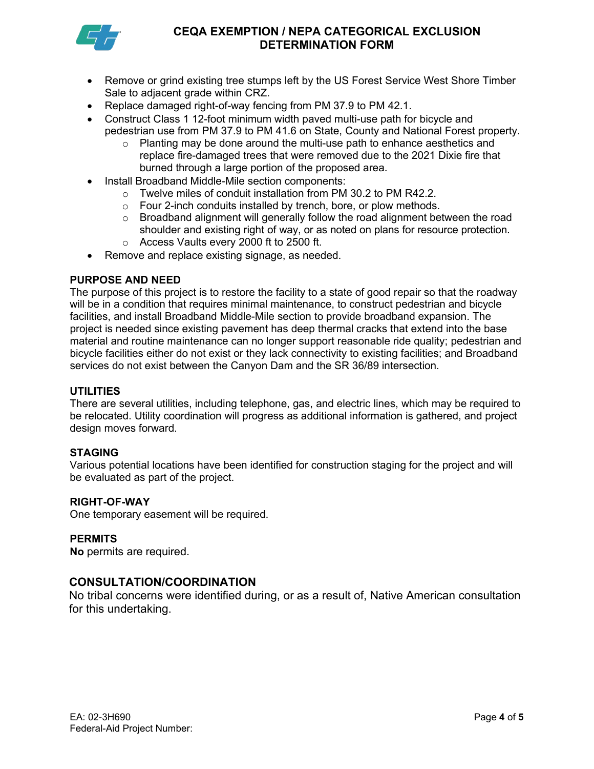- Remove or grind existing tree stumps left by the US Forest Service West Shore Timber Sale to adjacent grade within CRZ.
- Replace damaged right-of-way fencing from PM 37.9 to PM 42.1.
- Construct Class 1 12-foot minimum width paved multi-use path for bicycle and pedestrian use from PM 37.9 to PM 41.6 on State, County and National Forest property.
  - Planting may be done around the multi-use path to enhance aesthetics and replace fire-damaged trees that were removed due to the 2021 Dixie fire that burned through a large portion of the proposed area.
- Install Broadband Middle-Mile section components:
  - Twelve miles of conduit installation from PM 30.2 to PM R42.2.
  - Four 2-inch conduits installed by trench, bore, or plow methods.
  - Broadband alignment will generally follow the road alignment between the road shoulder and existing right of way, or as noted on plans for resource protection.
  - Access Vaults every 2000 ft to 2500 ft.
- Remove and replace existing signage, as needed.

### PURPOSE AND NEED

The purpose of this project is to restore the facility to a state of good repair so that the roadway will be in a condition that requires minimal maintenance, to construct pedestrian and bicycle facilities, and install Broadband Middle-Mile section to provide broadband expansion. The project is needed since existing pavement has deep thermal cracks that extend into the base material and routine maintenance can no longer support reasonable ride quality; pedestrian and bicycle facilities either do not exist or they lack connectivity to existing facilities; and Broadband services do not exist between the Canyon Dam and the SR 36/89 intersection.

### UTILITIES

There are several utilities, including telephone, gas, and electric lines, which may be required to be relocated. Utility coordination will progress as additional information is gathered, and project design moves forward.

### STAGING

Various potential locations have been identified for construction staging for the project and will be evaluated as part of the project.

### RIGHT-OF-WAY

One temporary easement will be required.

### PERMITS

**No** permits are required.

### CONSULTATION/COORDINATION

No tribal concerns were identified during, or as a result of, Native American consultation for this undertaking.

EA: 02-3H690
Federal-Aid Project Number: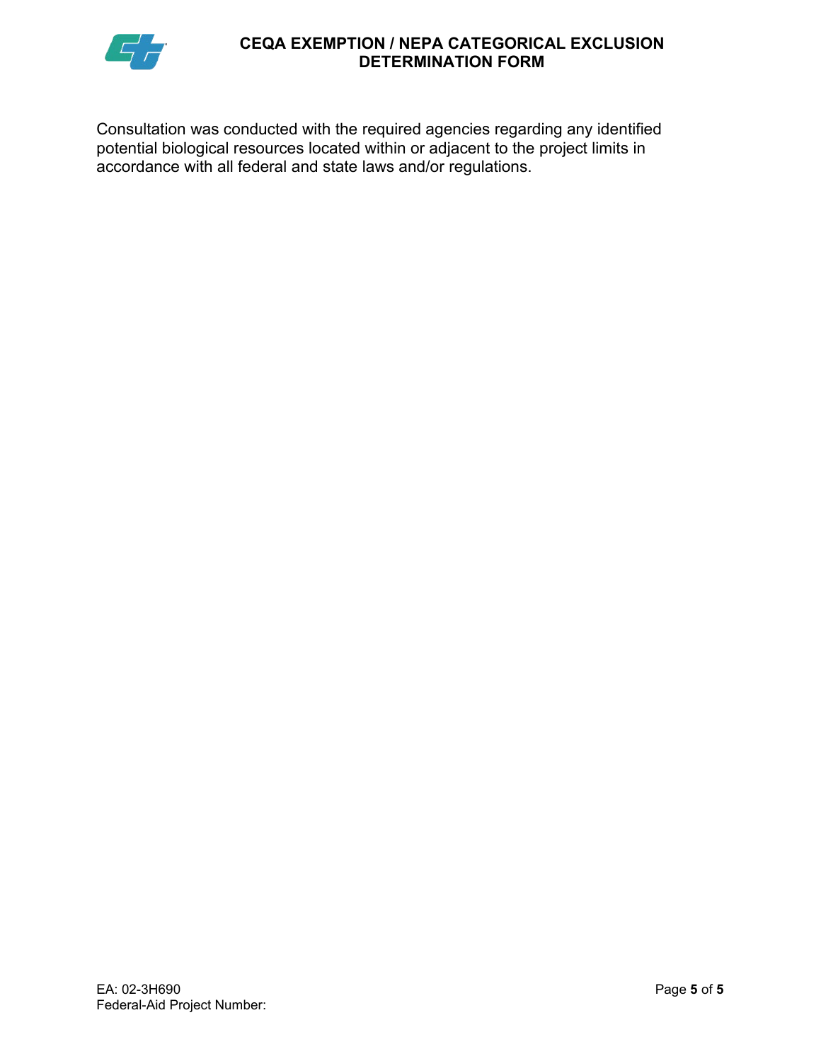Consultation was conducted with the required agencies regarding any identified potential biological resources located within or adjacent to the project limits in accordance with all federal and state laws and/or regulations.